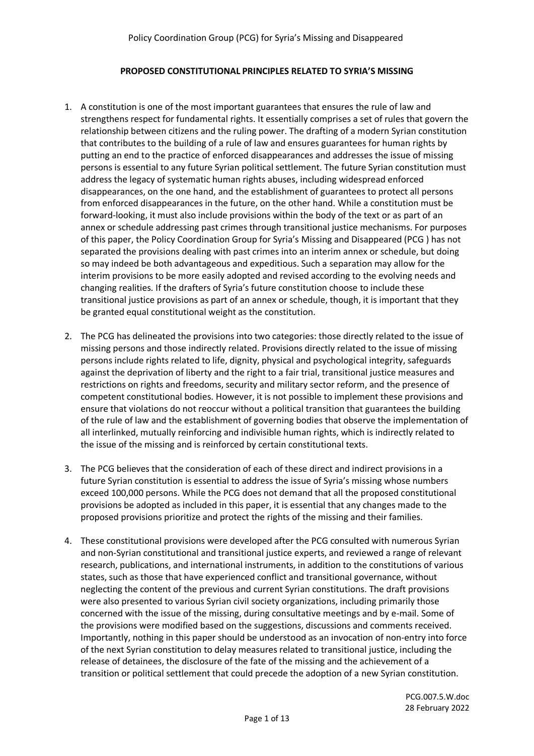**PROPOSED CONSTITUTIONAL PRINCIPLES RELATED TO SYRIA'S MISSING**

1. A constitution is one of the most important guarantees that ensures the rule of law and strengthens respect for fundamental rights. It essentially comprises a set of rules that govern the relationship between citizens and the ruling power. The drafting of a modern Syrian constitution that contributes to the building of a rule of law and ensures guarantees for human rights by putting an end to the practice of enforced disappearances and addresses the issue of missing persons is essential to any future Syrian political settlement. The future Syrian constitution must address the legacy of systematic human rights abuses, including widespread enforced disappearances, on the one hand, and the establishment of guarantees to protect all persons from enforced disappearances in the future, on the other hand. While a constitution must be forward-looking, it must also include provisions within the body of the text or as part of an annex or schedule addressing past crimes through transitional justice mechanisms. For purposes of this paper, the Policy Coordination Group for Syria's Missing and Disappeared (PCG ) has not separated the provisions dealing with past crimes into an interim annex or schedule, but doing so may indeed be both advantageous and expeditious. Such a separation may allow for the interim provisions to be more easily adopted and revised according to the evolving needs and changing realities. If the drafters of Syria's future constitution choose to include these transitional justice provisions as part of an annex or schedule, though, it is important that they be granted equal constitutional weight as the constitution.

2. The PCG has delineated the provisions into two categories: those directly related to the issue of missing persons and those indirectly related. Provisions directly related to the issue of missing persons include rights related to life, dignity, physical and psychological integrity, safeguards against the deprivation of liberty and the right to a fair trial, transitional justice measures and restrictions on rights and freedoms, security and military sector reform, and the presence of competent constitutional bodies. However, it is not possible to implement these provisions and ensure that violations do not reoccur without a political transition that guarantees the building of the rule of law and the establishment of governing bodies that observe the implementation of all interlinked, mutually reinforcing and indivisible human rights, which is indirectly related to the issue of the missing and is reinforced by certain constitutional texts.

3. The PCG believes that the consideration of each of these direct and indirect provisions in a future Syrian constitution is essential to address the issue of Syria's missing whose numbers exceed 100,000 persons. While the PCG does not demand that all the proposed constitutional provisions be adopted as included in this paper, it is essential that any changes made to the proposed provisions prioritize and protect the rights of the missing and their families.

4. These constitutional provisions were developed after the PCG consulted with numerous Syrian and non-Syrian constitutional and transitional justice experts, and reviewed a range of relevant research, publications, and international instruments, in addition to the constitutions of various states, such as those that have experienced conflict and transitional governance, without neglecting the content of the previous and current Syrian constitutions. The draft provisions were also presented to various Syrian civil society organizations, including primarily those concerned with the issue of the missing, during consultative meetings and by e-mail. Some of the provisions were modified based on the suggestions, discussions and comments received. Importantly, nothing in this paper should be understood as an invocation of non-entry into force of the next Syrian constitution to delay measures related to transitional justice, including the release of detainees, the disclosure of the fate of the missing and the achievement of a transition or political settlement that could precede the adoption of a new Syrian constitution.

PCG.007.5.W.doc
28 February 2022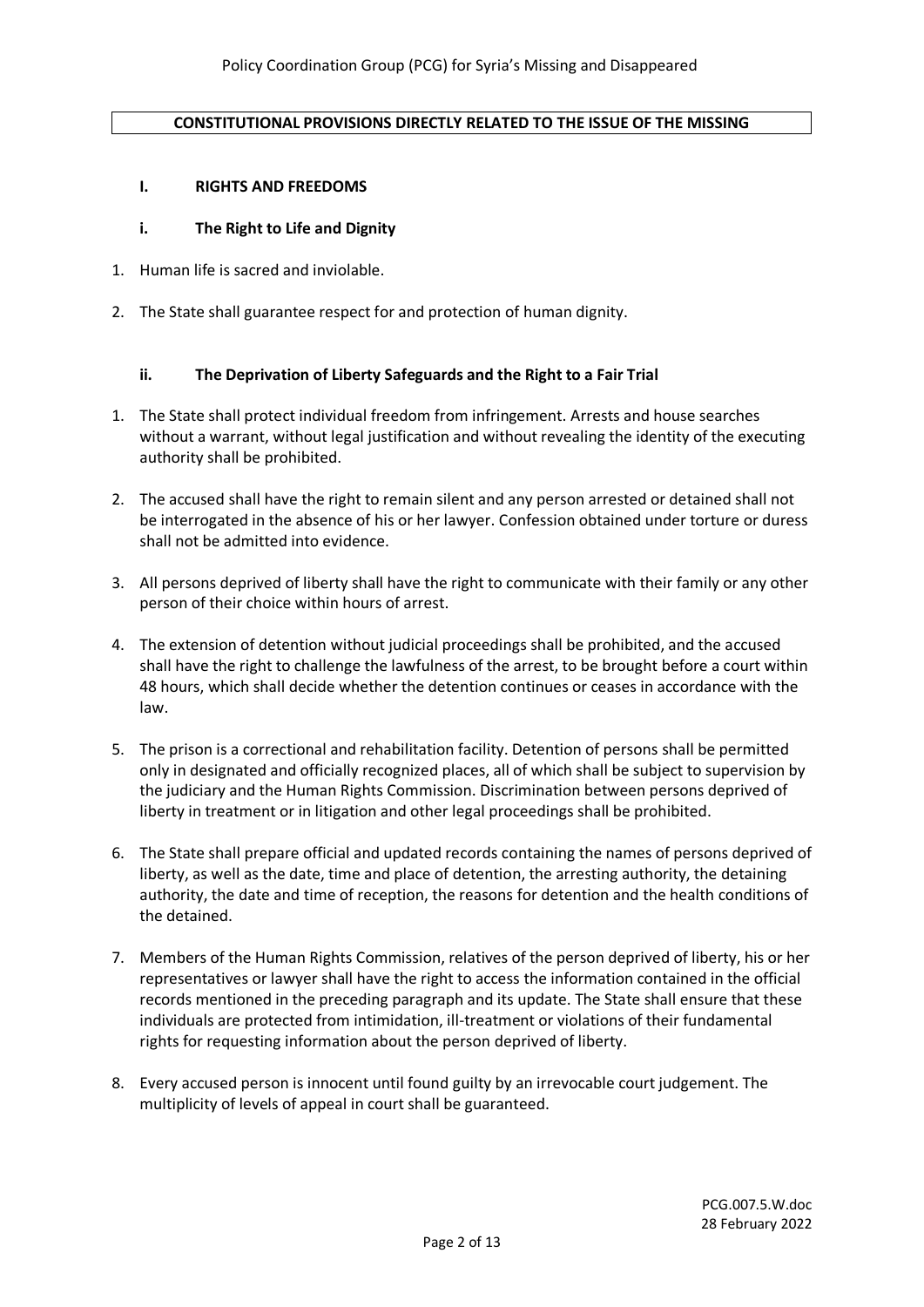## CONSTITUTIONAL PROVISIONS DIRECTLY RELATED TO THE ISSUE OF THE MISSING

### I. RIGHTS AND FREEDOMS

#### i. The Right to Life and Dignity

1. Human life is sacred and inviolable.
2. The State shall guarantee respect for and protection of human dignity.

#### ii. The Deprivation of Liberty Safeguards and the Right to a Fair Trial

1. The State shall protect individual freedom from infringement. Arrests and house searches without a warrant, without legal justification and without revealing the identity of the executing authority shall be prohibited.
2. The accused shall have the right to remain silent and any person arrested or detained shall not be interrogated in the absence of his or her lawyer. Confession obtained under torture or duress shall not be admitted into evidence.
3. All persons deprived of liberty shall have the right to communicate with their family or any other person of their choice within hours of arrest.
4. The extension of detention without judicial proceedings shall be prohibited, and the accused shall have the right to challenge the lawfulness of the arrest, to be brought before a court within 48 hours, which shall decide whether the detention continues or ceases in accordance with the law.
5. The prison is a correctional and rehabilitation facility. Detention of persons shall be permitted only in designated and officially recognized places, all of which shall be subject to supervision by the judiciary and the Human Rights Commission. Discrimination between persons deprived of liberty in treatment or in litigation and other legal proceedings shall be prohibited.
6. The State shall prepare official and updated records containing the names of persons deprived of liberty, as well as the date, time and place of detention, the arresting authority, the detaining authority, the date and time of reception, the reasons for detention and the health conditions of the detained.
7. Members of the Human Rights Commission, relatives of the person deprived of liberty, his or her representatives or lawyer shall have the right to access the information contained in the official records mentioned in the preceding paragraph and its update. The State shall ensure that these individuals are protected from intimidation, ill-treatment or violations of their fundamental rights for requesting information about the person deprived of liberty.
8. Every accused person is innocent until found guilty by an irrevocable court judgement. The multiplicity of levels of appeal in court shall be guaranteed.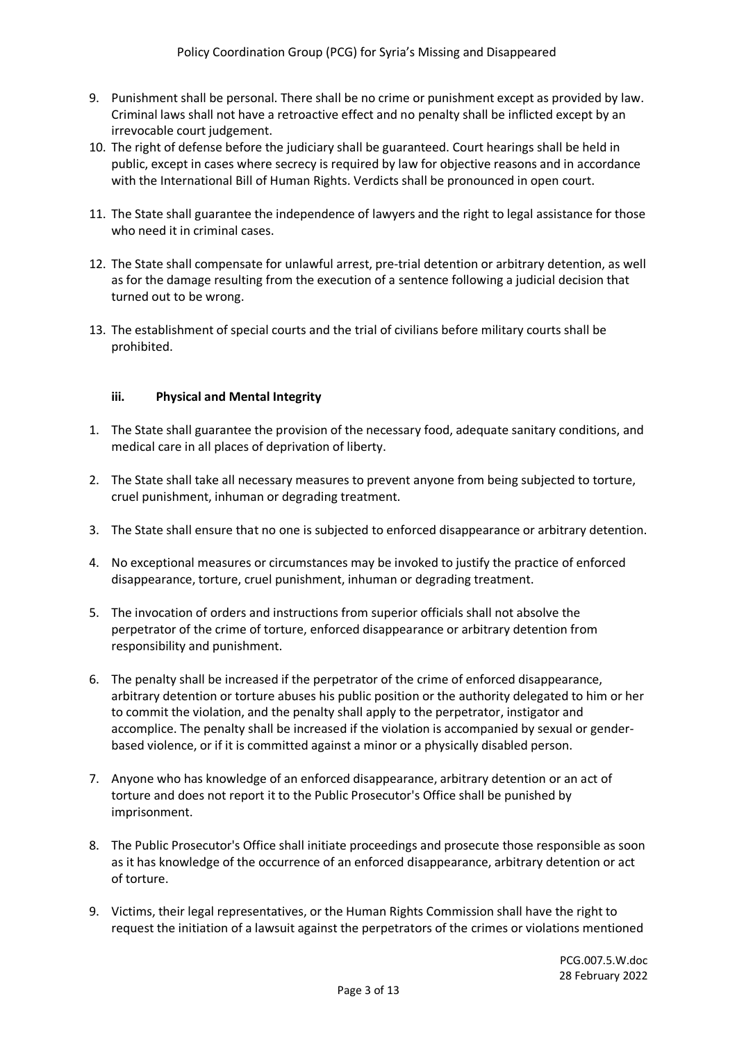9. Punishment shall be personal. There shall be no crime or punishment except as provided by law. Criminal laws shall not have a retroactive effect and no penalty shall be inflicted except by an irrevocable court judgement.
10. The right of defense before the judiciary shall be guaranteed. Court hearings shall be held in public, except in cases where secrecy is required by law for objective reasons and in accordance with the International Bill of Human Rights. Verdicts shall be pronounced in open court.
11. The State shall guarantee the independence of lawyers and the right to legal assistance for those who need it in criminal cases.
12. The State shall compensate for unlawful arrest, pre-trial detention or arbitrary detention, as well as for the damage resulting from the execution of a sentence following a judicial decision that turned out to be wrong.
13. The establishment of special courts and the trial of civilians before military courts shall be prohibited.

### iii. Physical and Mental Integrity

1. The State shall guarantee the provision of the necessary food, adequate sanitary conditions, and medical care in all places of deprivation of liberty.
2. The State shall take all necessary measures to prevent anyone from being subjected to torture, cruel punishment, inhuman or degrading treatment.
3. The State shall ensure that no one is subjected to enforced disappearance or arbitrary detention.
4. No exceptional measures or circumstances may be invoked to justify the practice of enforced disappearance, torture, cruel punishment, inhuman or degrading treatment.
5. The invocation of orders and instructions from superior officials shall not absolve the perpetrator of the crime of torture, enforced disappearance or arbitrary detention from responsibility and punishment.
6. The penalty shall be increased if the perpetrator of the crime of enforced disappearance, arbitrary detention or torture abuses his public position or the authority delegated to him or her to commit the violation, and the penalty shall apply to the perpetrator, instigator and accomplice. The penalty shall be increased if the violation is accompanied by sexual or gender-based violence, or if it is committed against a minor or a physically disabled person.
7. Anyone who has knowledge of an enforced disappearance, arbitrary detention or an act of torture and does not report it to the Public Prosecutor's Office shall be punished by imprisonment.
8. The Public Prosecutor's Office shall initiate proceedings and prosecute those responsible as soon as it has knowledge of the occurrence of an enforced disappearance, arbitrary detention or act of torture.
9. Victims, their legal representatives, or the Human Rights Commission shall have the right to request the initiation of a lawsuit against the perpetrators of the crimes or violations mentioned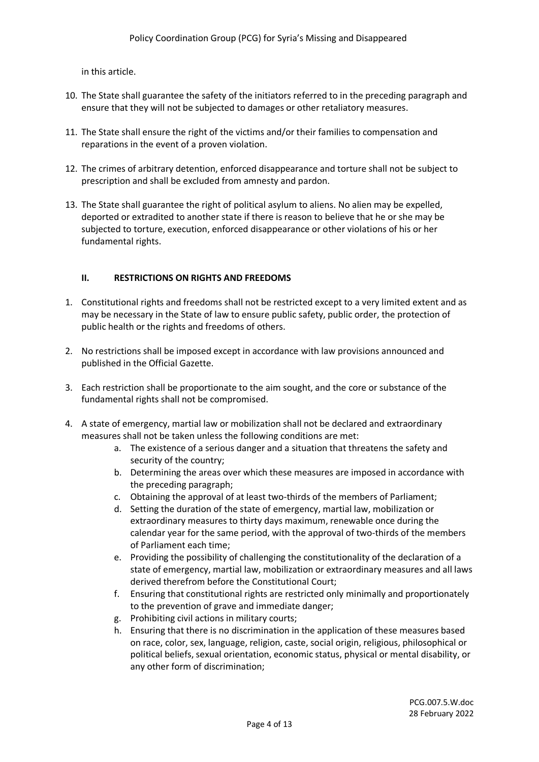in this article.

10. The State shall guarantee the safety of the initiators referred to in the preceding paragraph and ensure that they will not be subjected to damages or other retaliatory measures.

11. The State shall ensure the right of the victims and/or their families to compensation and reparations in the event of a proven violation.

12. The crimes of arbitrary detention, enforced disappearance and torture shall not be subject to prescription and shall be excluded from amnesty and pardon.

13. The State shall guarantee the right of political asylum to aliens. No alien may be expelled, deported or extradited to another state if there is reason to believe that he or she may be subjected to torture, execution, enforced disappearance or other violations of his or her fundamental rights.

## II. RESTRICTIONS ON RIGHTS AND FREEDOMS

1. Constitutional rights and freedoms shall not be restricted except to a very limited extent and as may be necessary in the State of law to ensure public safety, public order, the protection of public health or the rights and freedoms of others.

2. No restrictions shall be imposed except in accordance with law provisions announced and published in the Official Gazette.

3. Each restriction shall be proportionate to the aim sought, and the core or substance of the fundamental rights shall not be compromised.

4. A state of emergency, martial law or mobilization shall not be declared and extraordinary measures shall not be taken unless the following conditions are met:
   a. The existence of a serious danger and a situation that threatens the safety and security of the country;
   b. Determining the areas over which these measures are imposed in accordance with the preceding paragraph;
   c. Obtaining the approval of at least two-thirds of the members of Parliament;
   d. Setting the duration of the state of emergency, martial law, mobilization or extraordinary measures to thirty days maximum, renewable once during the calendar year for the same period, with the approval of two-thirds of the members of Parliament each time;
   e. Providing the possibility of challenging the constitutionality of the declaration of a state of emergency, martial law, mobilization or extraordinary measures and all laws derived therefrom before the Constitutional Court;
   f. Ensuring that constitutional rights are restricted only minimally and proportionately to the prevention of grave and immediate danger;
   g. Prohibiting civil actions in military courts;
   h. Ensuring that there is no discrimination in the application of these measures based on race, color, sex, language, religion, caste, social origin, religious, philosophical or political beliefs, sexual orientation, economic status, physical or mental disability, or any other form of discrimination;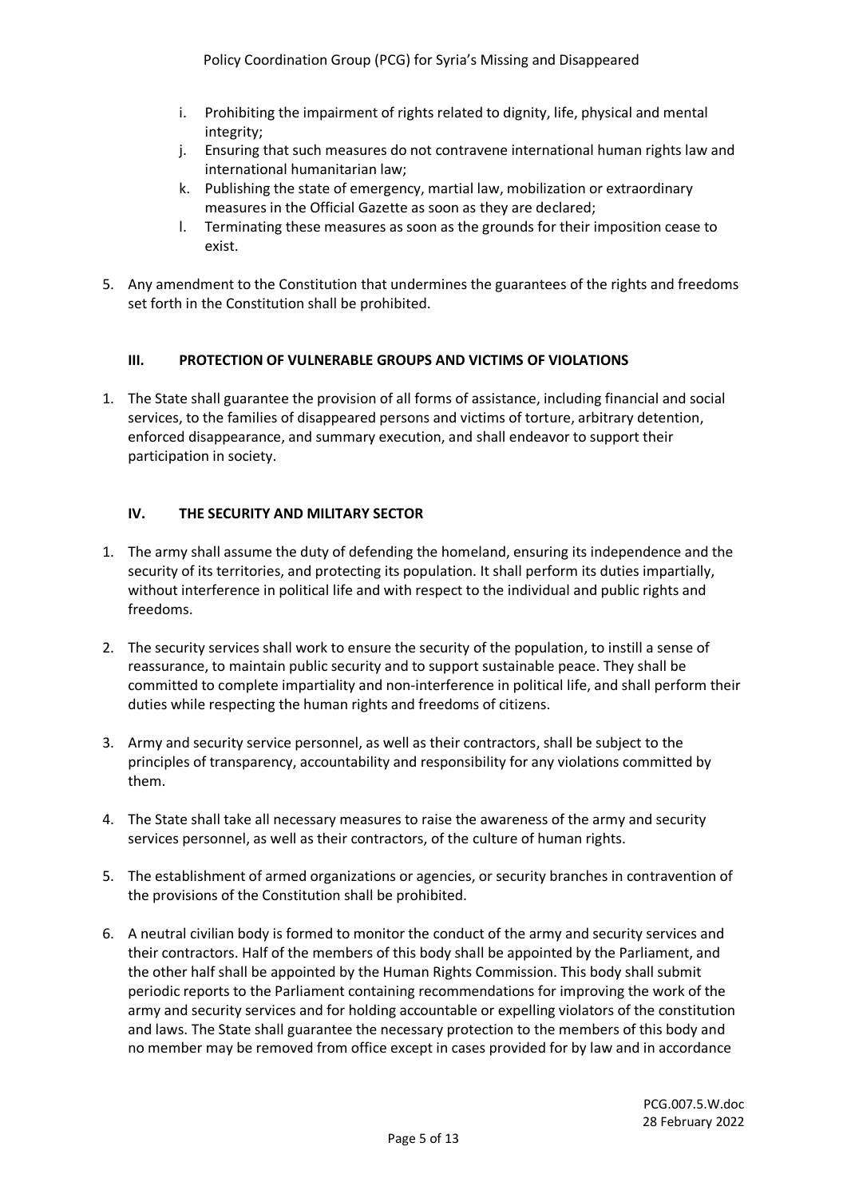i. Prohibiting the impairment of rights related to dignity, life, physical and mental integrity;
j. Ensuring that such measures do not contravene international human rights law and international humanitarian law;
k. Publishing the state of emergency, martial law, mobilization or extraordinary measures in the Official Gazette as soon as they are declared;
l. Terminating these measures as soon as the grounds for their imposition cease to exist.

5. Any amendment to the Constitution that undermines the guarantees of the rights and freedoms set forth in the Constitution shall be prohibited.

## III. PROTECTION OF VULNERABLE GROUPS AND VICTIMS OF VIOLATIONS

1. The State shall guarantee the provision of all forms of assistance, including financial and social services, to the families of disappeared persons and victims of torture, arbitrary detention, enforced disappearance, and summary execution, and shall endeavor to support their participation in society.

## IV. THE SECURITY AND MILITARY SECTOR

1. The army shall assume the duty of defending the homeland, ensuring its independence and the security of its territories, and protecting its population. It shall perform its duties impartially, without interference in political life and with respect to the individual and public rights and freedoms.

2. The security services shall work to ensure the security of the population, to instill a sense of reassurance, to maintain public security and to support sustainable peace. They shall be committed to complete impartiality and non-interference in political life, and shall perform their duties while respecting the human rights and freedoms of citizens.

3. Army and security service personnel, as well as their contractors, shall be subject to the principles of transparency, accountability and responsibility for any violations committed by them.

4. The State shall take all necessary measures to raise the awareness of the army and security services personnel, as well as their contractors, of the culture of human rights.

5. The establishment of armed organizations or agencies, or security branches in contravention of the provisions of the Constitution shall be prohibited.

6. A neutral civilian body is formed to monitor the conduct of the army and security services and their contractors. Half of the members of this body shall be appointed by the Parliament, and the other half shall be appointed by the Human Rights Commission. This body shall submit periodic reports to the Parliament containing recommendations for improving the work of the army and security services and for holding accountable or expelling violators of the constitution and laws. The State shall guarantee the necessary protection to the members of this body and no member may be removed from office except in cases provided for by law and in accordance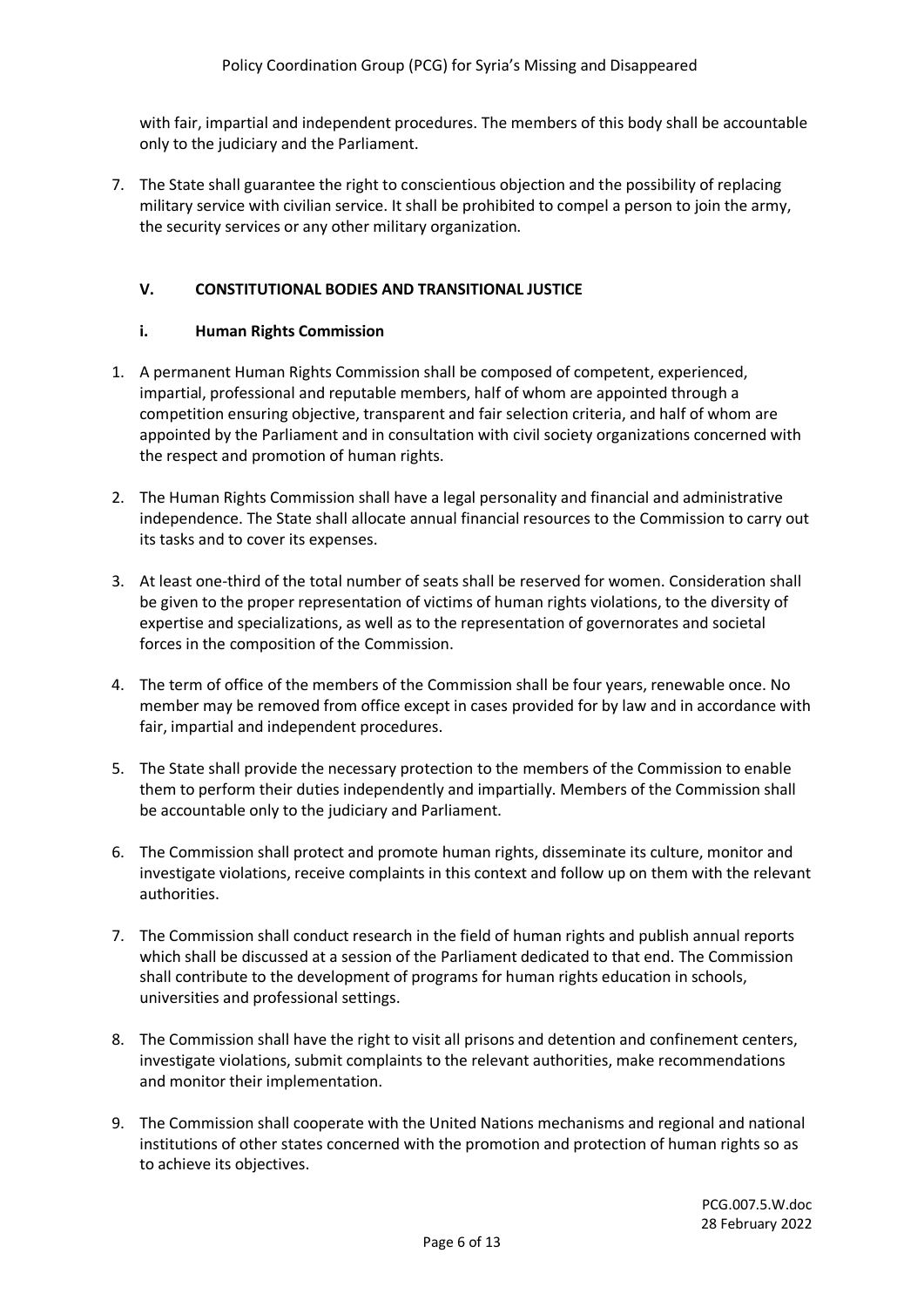with fair, impartial and independent procedures. The members of this body shall be accountable only to the judiciary and the Parliament.

7. The State shall guarantee the right to conscientious objection and the possibility of replacing military service with civilian service. It shall be prohibited to compel a person to join the army, the security services or any other military organization.

## V. CONSTITUTIONAL BODIES AND TRANSITIONAL JUSTICE

### i. Human Rights Commission

1. A permanent Human Rights Commission shall be composed of competent, experienced, impartial, professional and reputable members, half of whom are appointed through a competition ensuring objective, transparent and fair selection criteria, and half of whom are appointed by the Parliament and in consultation with civil society organizations concerned with the respect and promotion of human rights.

2. The Human Rights Commission shall have a legal personality and financial and administrative independence. The State shall allocate annual financial resources to the Commission to carry out its tasks and to cover its expenses.

3. At least one-third of the total number of seats shall be reserved for women. Consideration shall be given to the proper representation of victims of human rights violations, to the diversity of expertise and specializations, as well as to the representation of governorates and societal forces in the composition of the Commission.

4. The term of office of the members of the Commission shall be four years, renewable once. No member may be removed from office except in cases provided for by law and in accordance with fair, impartial and independent procedures.

5. The State shall provide the necessary protection to the members of the Commission to enable them to perform their duties independently and impartially. Members of the Commission shall be accountable only to the judiciary and Parliament.

6. The Commission shall protect and promote human rights, disseminate its culture, monitor and investigate violations, receive complaints in this context and follow up on them with the relevant authorities.

7. The Commission shall conduct research in the field of human rights and publish annual reports which shall be discussed at a session of the Parliament dedicated to that end. The Commission shall contribute to the development of programs for human rights education in schools, universities and professional settings.

8. The Commission shall have the right to visit all prisons and detention and confinement centers, investigate violations, submit complaints to the relevant authorities, make recommendations and monitor their implementation.

9. The Commission shall cooperate with the United Nations mechanisms and regional and national institutions of other states concerned with the promotion and protection of human rights so as to achieve its objectives.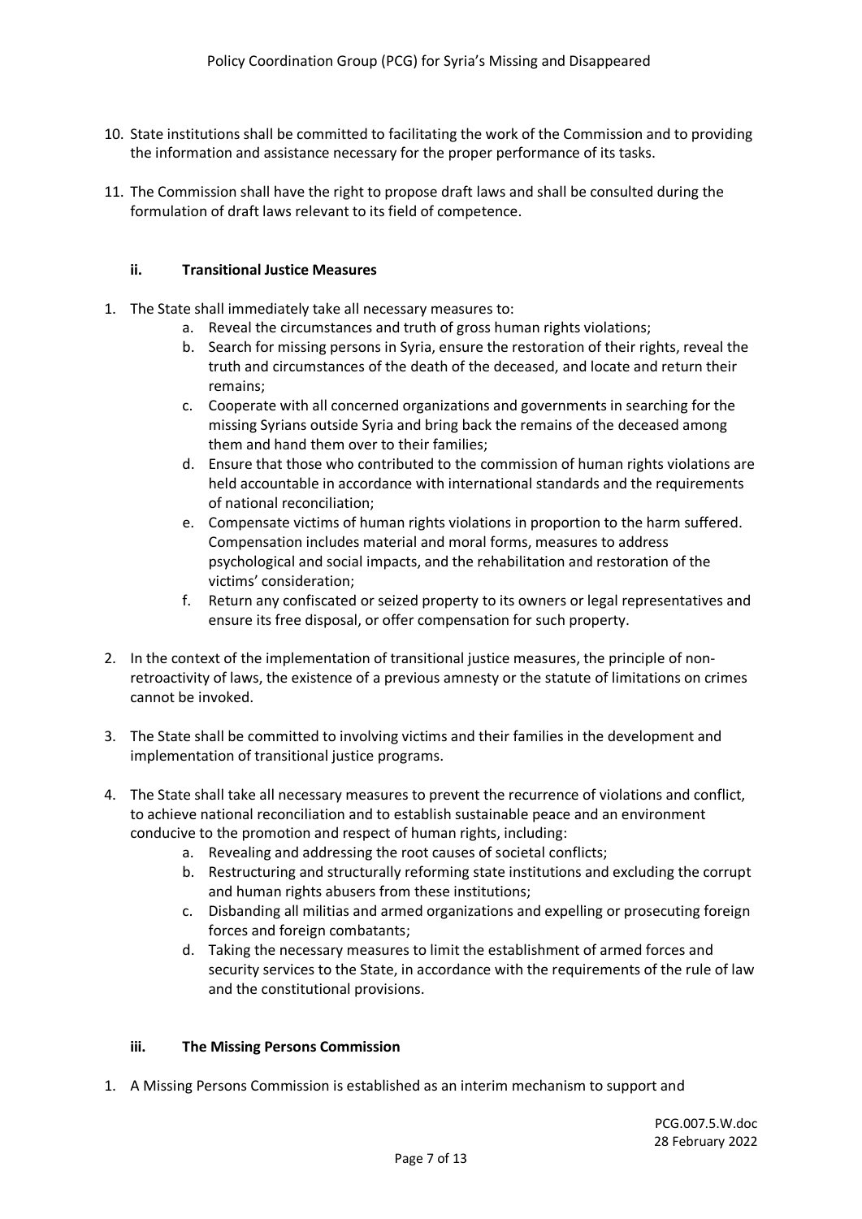10. State institutions shall be committed to facilitating the work of the Commission and to providing the information and assistance necessary for the proper performance of its tasks.

11. The Commission shall have the right to propose draft laws and shall be consulted during the formulation of draft laws relevant to its field of competence.

### ii. Transitional Justice Measures

1. The State shall immediately take all necessary measures to:
   a. Reveal the circumstances and truth of gross human rights violations;
   b. Search for missing persons in Syria, ensure the restoration of their rights, reveal the truth and circumstances of the death of the deceased, and locate and return their remains;
   c. Cooperate with all concerned organizations and governments in searching for the missing Syrians outside Syria and bring back the remains of the deceased among them and hand them over to their families;
   d. Ensure that those who contributed to the commission of human rights violations are held accountable in accordance with international standards and the requirements of national reconciliation;
   e. Compensate victims of human rights violations in proportion to the harm suffered. Compensation includes material and moral forms, measures to address psychological and social impacts, and the rehabilitation and restoration of the victims' consideration;
   f. Return any confiscated or seized property to its owners or legal representatives and ensure its free disposal, or offer compensation for such property.

2. In the context of the implementation of transitional justice measures, the principle of non-retroactivity of laws, the existence of a previous amnesty or the statute of limitations on crimes cannot be invoked.

3. The State shall be committed to involving victims and their families in the development and implementation of transitional justice programs.

4. The State shall take all necessary measures to prevent the recurrence of violations and conflict, to achieve national reconciliation and to establish sustainable peace and an environment conducive to the promotion and respect of human rights, including:
   a. Revealing and addressing the root causes of societal conflicts;
   b. Restructuring and structurally reforming state institutions and excluding the corrupt and human rights abusers from these institutions;
   c. Disbanding all militias and armed organizations and expelling or prosecuting foreign forces and foreign combatants;
   d. Taking the necessary measures to limit the establishment of armed forces and security services to the State, in accordance with the requirements of the rule of law and the constitutional provisions.

### iii. The Missing Persons Commission

1. A Missing Persons Commission is established as an interim mechanism to support and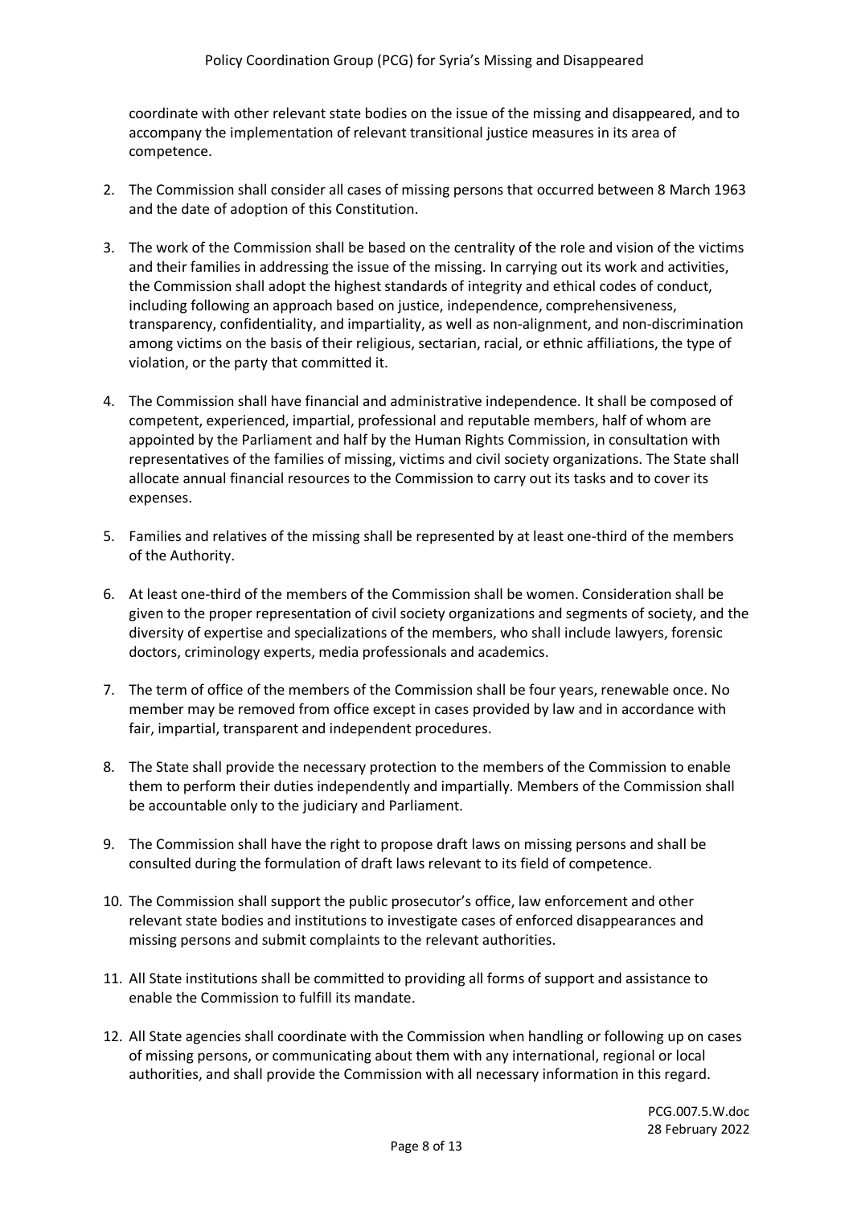coordinate with other relevant state bodies on the issue of the missing and disappeared, and to accompany the implementation of relevant transitional justice measures in its area of competence.

2. The Commission shall consider all cases of missing persons that occurred between 8 March 1963 and the date of adoption of this Constitution.

3. The work of the Commission shall be based on the centrality of the role and vision of the victims and their families in addressing the issue of the missing. In carrying out its work and activities, the Commission shall adopt the highest standards of integrity and ethical codes of conduct, including following an approach based on justice, independence, comprehensiveness, transparency, confidentiality, and impartiality, as well as non-alignment, and non-discrimination among victims on the basis of their religious, sectarian, racial, or ethnic affiliations, the type of violation, or the party that committed it.

4. The Commission shall have financial and administrative independence. It shall be composed of competent, experienced, impartial, professional and reputable members, half of whom are appointed by the Parliament and half by the Human Rights Commission, in consultation with representatives of the families of missing, victims and civil society organizations. The State shall allocate annual financial resources to the Commission to carry out its tasks and to cover its expenses.

5. Families and relatives of the missing shall be represented by at least one-third of the members of the Authority.

6. At least one-third of the members of the Commission shall be women. Consideration shall be given to the proper representation of civil society organizations and segments of society, and the diversity of expertise and specializations of the members, who shall include lawyers, forensic doctors, criminology experts, media professionals and academics.

7. The term of office of the members of the Commission shall be four years, renewable once. No member may be removed from office except in cases provided by law and in accordance with fair, impartial, transparent and independent procedures.

8. The State shall provide the necessary protection to the members of the Commission to enable them to perform their duties independently and impartially. Members of the Commission shall be accountable only to the judiciary and Parliament.

9. The Commission shall have the right to propose draft laws on missing persons and shall be consulted during the formulation of draft laws relevant to its field of competence.

10. The Commission shall support the public prosecutor's office, law enforcement and other relevant state bodies and institutions to investigate cases of enforced disappearances and missing persons and submit complaints to the relevant authorities.

11. All State institutions shall be committed to providing all forms of support and assistance to enable the Commission to fulfill its mandate.

12. All State agencies shall coordinate with the Commission when handling or following up on cases of missing persons, or communicating about them with any international, regional or local authorities, and shall provide the Commission with all necessary information in this regard.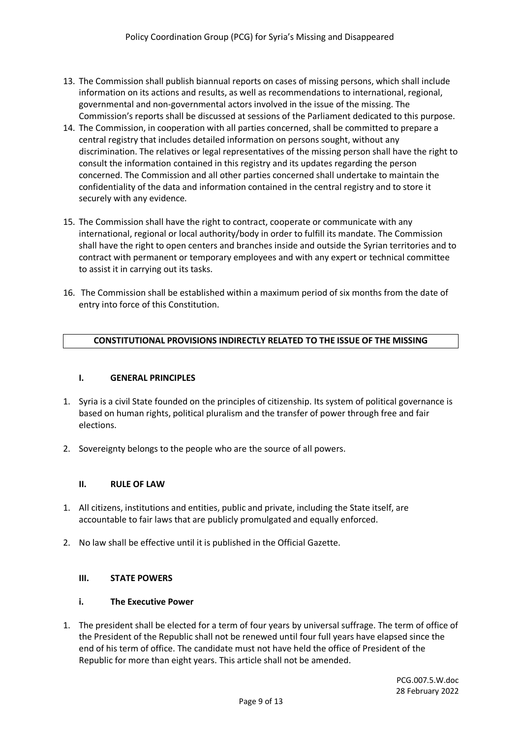13. The Commission shall publish biannual reports on cases of missing persons, which shall include information on its actions and results, as well as recommendations to international, regional, governmental and non-governmental actors involved in the issue of the missing. The Commission's reports shall be discussed at sessions of the Parliament dedicated to this purpose.
14. The Commission, in cooperation with all parties concerned, shall be committed to prepare a central registry that includes detailed information on persons sought, without any discrimination. The relatives or legal representatives of the missing person shall have the right to consult the information contained in this registry and its updates regarding the person concerned. The Commission and all other parties concerned shall undertake to maintain the confidentiality of the data and information contained in the central registry and to store it securely with any evidence.
15. The Commission shall have the right to contract, cooperate or communicate with any international, regional or local authority/body in order to fulfill its mandate. The Commission shall have the right to open centers and branches inside and outside the Syrian territories and to contract with permanent or temporary employees and with any expert or technical committee to assist it in carrying out its tasks.
16. The Commission shall be established within a maximum period of six months from the date of entry into force of this Constitution.

## CONSTITUTIONAL PROVISIONS INDIRECTLY RELATED TO THE ISSUE OF THE MISSING

### I. GENERAL PRINCIPLES

1. Syria is a civil State founded on the principles of citizenship. Its system of political governance is based on human rights, political pluralism and the transfer of power through free and fair elections.
2. Sovereignty belongs to the people who are the source of all powers.

### II. RULE OF LAW

1. All citizens, institutions and entities, public and private, including the State itself, are accountable to fair laws that are publicly promulgated and equally enforced.
2. No law shall be effective until it is published in the Official Gazette.

### III. STATE POWERS

#### i. The Executive Power

1. The president shall be elected for a term of four years by universal suffrage. The term of office of the President of the Republic shall not be renewed until four full years have elapsed since the end of his term of office. The candidate must not have held the office of President of the Republic for more than eight years. This article shall not be amended.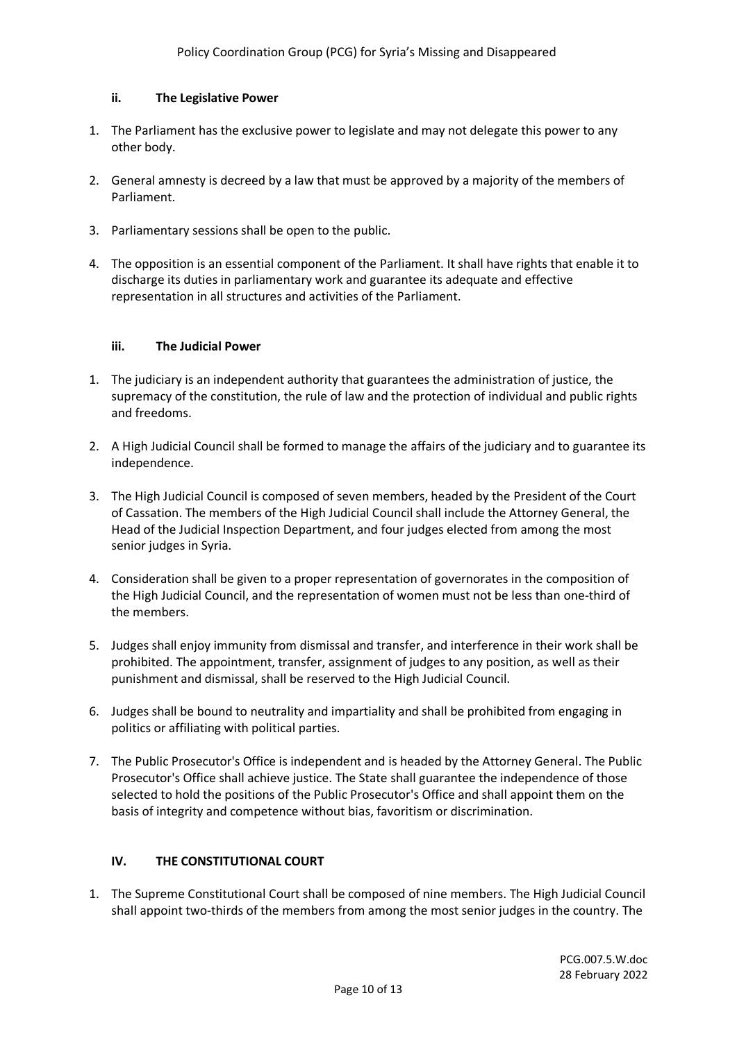### ii. The Legislative Power

1. The Parliament has the exclusive power to legislate and may not delegate this power to any other body.

2. General amnesty is decreed by a law that must be approved by a majority of the members of Parliament.

3. Parliamentary sessions shall be open to the public.

4. The opposition is an essential component of the Parliament. It shall have rights that enable it to discharge its duties in parliamentary work and guarantee its adequate and effective representation in all structures and activities of the Parliament.

### iii. The Judicial Power

1. The judiciary is an independent authority that guarantees the administration of justice, the supremacy of the constitution, the rule of law and the protection of individual and public rights and freedoms.

2. A High Judicial Council shall be formed to manage the affairs of the judiciary and to guarantee its independence.

3. The High Judicial Council is composed of seven members, headed by the President of the Court of Cassation. The members of the High Judicial Council shall include the Attorney General, the Head of the Judicial Inspection Department, and four judges elected from among the most senior judges in Syria.

4. Consideration shall be given to a proper representation of governorates in the composition of the High Judicial Council, and the representation of women must not be less than one-third of the members.

5. Judges shall enjoy immunity from dismissal and transfer, and interference in their work shall be prohibited. The appointment, transfer, assignment of judges to any position, as well as their punishment and dismissal, shall be reserved to the High Judicial Council.

6. Judges shall be bound to neutrality and impartiality and shall be prohibited from engaging in politics or affiliating with political parties.

7. The Public Prosecutor's Office is independent and is headed by the Attorney General. The Public Prosecutor's Office shall achieve justice. The State shall guarantee the independence of those selected to hold the positions of the Public Prosecutor's Office and shall appoint them on the basis of integrity and competence without bias, favoritism or discrimination.

## IV. THE CONSTITUTIONAL COURT

1. The Supreme Constitutional Court shall be composed of nine members. The High Judicial Council shall appoint two-thirds of the members from among the most senior judges in the country. The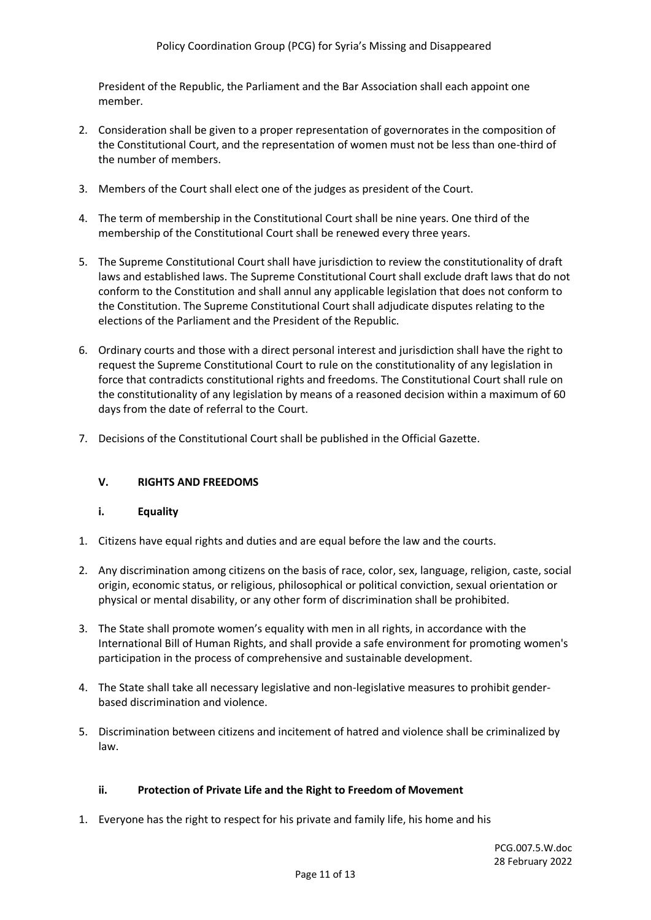President of the Republic, the Parliament and the Bar Association shall each appoint one member.

2. Consideration shall be given to a proper representation of governorates in the composition of the Constitutional Court, and the representation of women must not be less than one-third of the number of members.

3. Members of the Court shall elect one of the judges as president of the Court.

4. The term of membership in the Constitutional Court shall be nine years. One third of the membership of the Constitutional Court shall be renewed every three years.

5. The Supreme Constitutional Court shall have jurisdiction to review the constitutionality of draft laws and established laws. The Supreme Constitutional Court shall exclude draft laws that do not conform to the Constitution and shall annul any applicable legislation that does not conform to the Constitution. The Supreme Constitutional Court shall adjudicate disputes relating to the elections of the Parliament and the President of the Republic.

6. Ordinary courts and those with a direct personal interest and jurisdiction shall have the right to request the Supreme Constitutional Court to rule on the constitutionality of any legislation in force that contradicts constitutional rights and freedoms. The Constitutional Court shall rule on the constitutionality of any legislation by means of a reasoned decision within a maximum of 60 days from the date of referral to the Court.

7. Decisions of the Constitutional Court shall be published in the Official Gazette.

## V. RIGHTS AND FREEDOMS

### i. Equality

1. Citizens have equal rights and duties and are equal before the law and the courts.

2. Any discrimination among citizens on the basis of race, color, sex, language, religion, caste, social origin, economic status, or religious, philosophical or political conviction, sexual orientation or physical or mental disability, or any other form of discrimination shall be prohibited.

3. The State shall promote women's equality with men in all rights, in accordance with the International Bill of Human Rights, and shall provide a safe environment for promoting women's participation in the process of comprehensive and sustainable development.

4. The State shall take all necessary legislative and non-legislative measures to prohibit gender-based discrimination and violence.

5. Discrimination between citizens and incitement of hatred and violence shall be criminalized by law.

### ii. Protection of Private Life and the Right to Freedom of Movement

1. Everyone has the right to respect for his private and family life, his home and his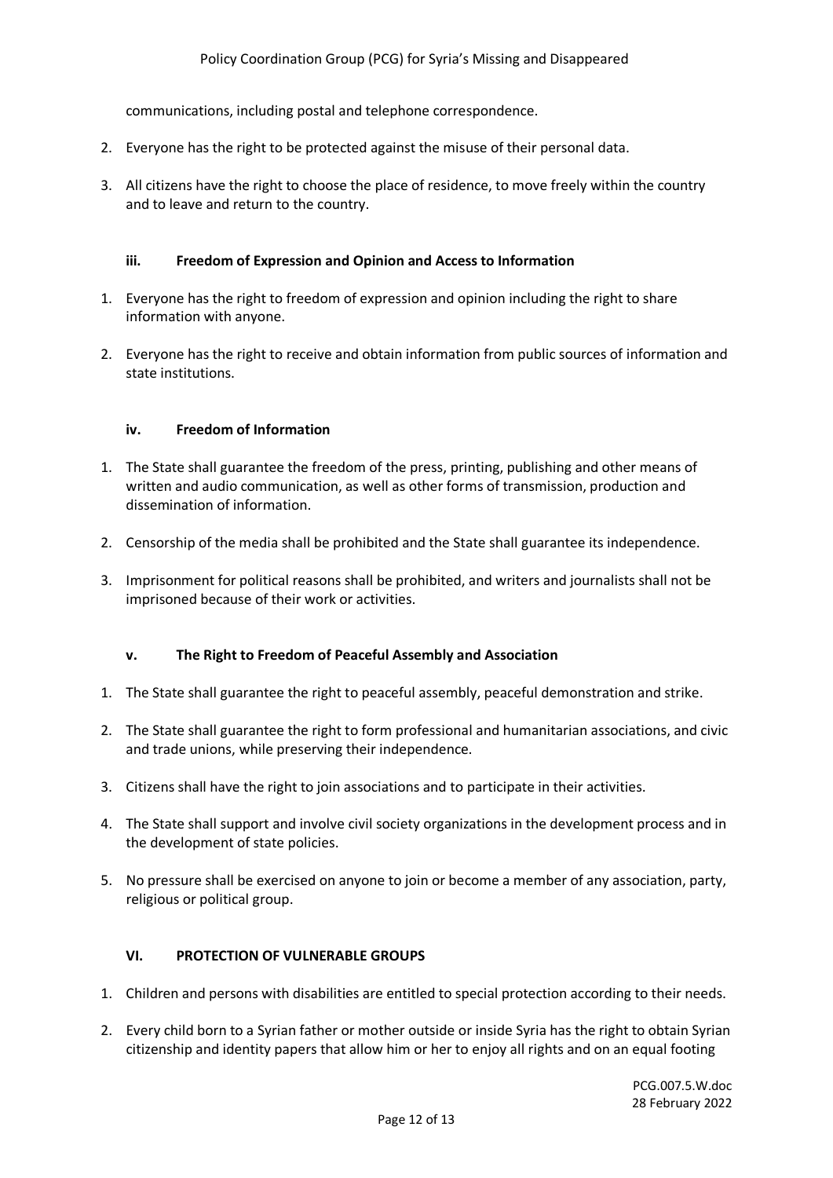communications, including postal and telephone correspondence.

2. Everyone has the right to be protected against the misuse of their personal data.

3. All citizens have the right to choose the place of residence, to move freely within the country and to leave and return to the country.

#### iii. Freedom of Expression and Opinion and Access to Information

1. Everyone has the right to freedom of expression and opinion including the right to share information with anyone.

2. Everyone has the right to receive and obtain information from public sources of information and state institutions.

#### iv. Freedom of Information

1. The State shall guarantee the freedom of the press, printing, publishing and other means of written and audio communication, as well as other forms of transmission, production and dissemination of information.

2. Censorship of the media shall be prohibited and the State shall guarantee its independence.

3. Imprisonment for political reasons shall be prohibited, and writers and journalists shall not be imprisoned because of their work or activities.

#### v. The Right to Freedom of Peaceful Assembly and Association

1. The State shall guarantee the right to peaceful assembly, peaceful demonstration and strike.

2. The State shall guarantee the right to form professional and humanitarian associations, and civic and trade unions, while preserving their independence.

3. Citizens shall have the right to join associations and to participate in their activities.

4. The State shall support and involve civil society organizations in the development process and in the development of state policies.

5. No pressure shall be exercised on anyone to join or become a member of any association, party, religious or political group.

### VI. PROTECTION OF VULNERABLE GROUPS

1. Children and persons with disabilities are entitled to special protection according to their needs.

2. Every child born to a Syrian father or mother outside or inside Syria has the right to obtain Syrian citizenship and identity papers that allow him or her to enjoy all rights and on an equal footing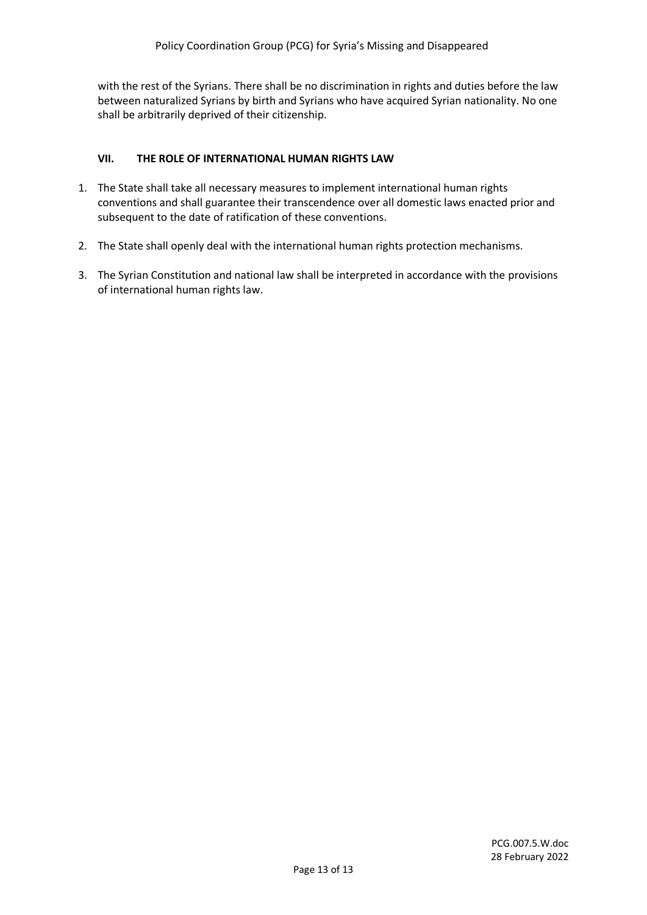with the rest of the Syrians. There shall be no discrimination in rights and duties before the law between naturalized Syrians by birth and Syrians who have acquired Syrian nationality. No one shall be arbitrarily deprived of their citizenship.

## VII. THE ROLE OF INTERNATIONAL HUMAN RIGHTS LAW

1. The State shall take all necessary measures to implement international human rights conventions and shall guarantee their transcendence over all domestic laws enacted prior and subsequent to the date of ratification of these conventions.

2. The State shall openly deal with the international human rights protection mechanisms.

3. The Syrian Constitution and national law shall be interpreted in accordance with the provisions of international human rights law.